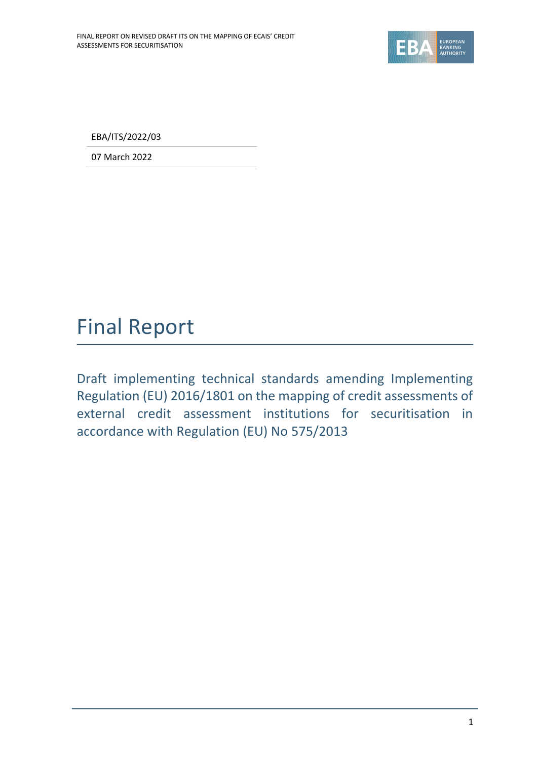EBA/ITS/2022/03

07 March 2022

# Final Report

## Draft implementing technical standards amending Implementing Regulation (EU) 2016/1801 on the mapping of credit assessments of external credit assessment institutions for securitisation in accordance with Regulation (EU) No 575/2013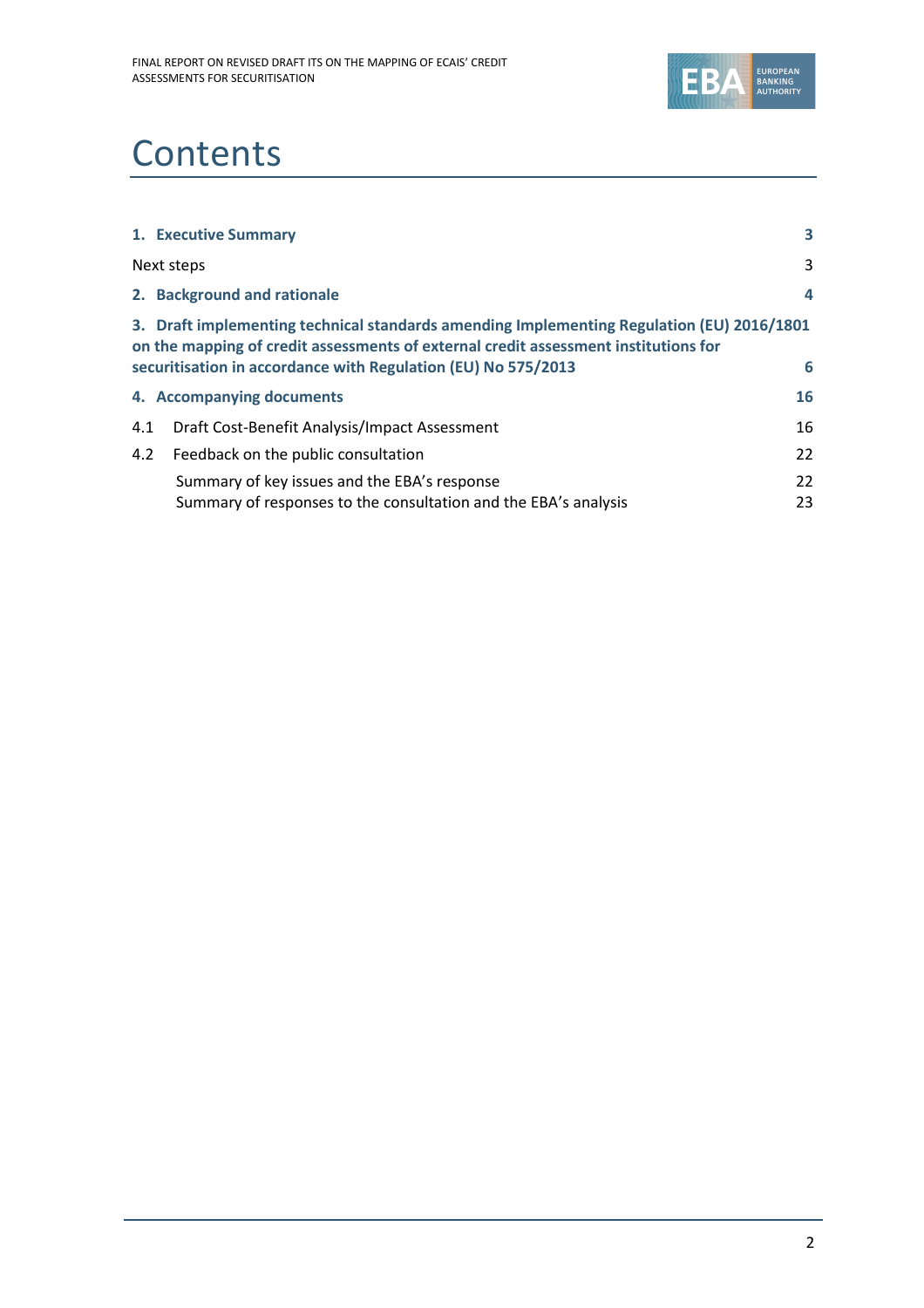# Contents

| | |
|---|---|
| **1. Executive Summary** | **3** |
| Next steps | 3 |
| **2. Background and rationale** | **4** |
| **3. Draft implementing technical standards amending Implementing Regulation (EU) 2016/1801 on the mapping of credit assessments of external credit assessment institutions for securitisation in accordance with Regulation (EU) No 575/2013** | **6** |
| **4. Accompanying documents** | **16** |
| 4.1 Draft Cost-Benefit Analysis/Impact Assessment | 16 |
| 4.2 Feedback on the public consultation | 22 |
| Summary of key issues and the EBA's response | 22 |
| Summary of responses to the consultation and the EBA's analysis | 23 |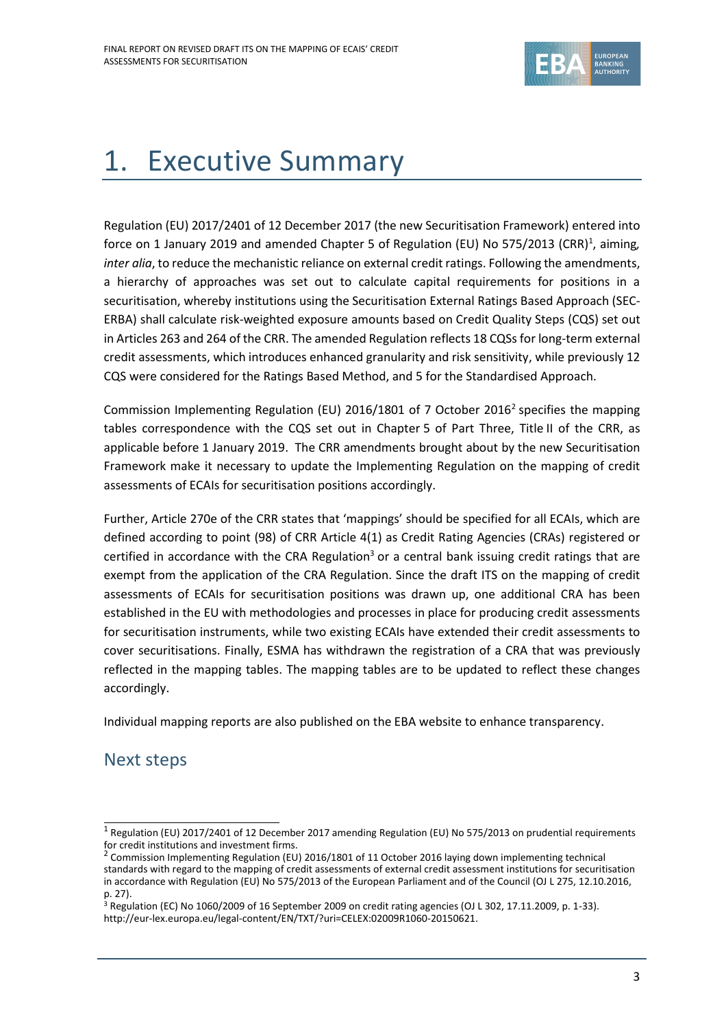# 1. Executive Summary

Regulation (EU) 2017/2401 of 12 December 2017 (the new Securitisation Framework) entered into force on 1 January 2019 and amended Chapter 5 of Regulation (EU) No 575/2013 (CRR)[1], aiming, *inter alia*, to reduce the mechanistic reliance on external credit ratings. Following the amendments, a hierarchy of approaches was set out to calculate capital requirements for positions in a securitisation, whereby institutions using the Securitisation External Ratings Based Approach (SEC-ERBA) shall calculate risk-weighted exposure amounts based on Credit Quality Steps (CQS) set out in Articles 263 and 264 of the CRR. The amended Regulation reflects 18 CQSs for long-term external credit assessments, which introduces enhanced granularity and risk sensitivity, while previously 12 CQS were considered for the Ratings Based Method, and 5 for the Standardised Approach.

Commission Implementing Regulation (EU) 2016/1801 of 7 October 2016[2] specifies the mapping tables correspondence with the CQS set out in Chapter 5 of Part Three, Title II of the CRR, as applicable before 1 January 2019. The CRR amendments brought about by the new Securitisation Framework make it necessary to update the Implementing Regulation on the mapping of credit assessments of ECAIs for securitisation positions accordingly.

Further, Article 270e of the CRR states that 'mappings' should be specified for all ECAIs, which are defined according to point (98) of CRR Article 4(1) as Credit Rating Agencies (CRAs) registered or certified in accordance with the CRA Regulation[3] or a central bank issuing credit ratings that are exempt from the application of the CRA Regulation. Since the draft ITS on the mapping of credit assessments of ECAIs for securitisation positions was drawn up, one additional CRA has been established in the EU with methodologies and processes in place for producing credit assessments for securitisation instruments, while two existing ECAIs have extended their credit assessments to cover securitisations. Finally, ESMA has withdrawn the registration of a CRA that was previously reflected in the mapping tables. The mapping tables are to be updated to reflect these changes accordingly.

Individual mapping reports are also published on the EBA website to enhance transparency.

## Next steps

---

[1] Regulation (EU) 2017/2401 of 12 December 2017 amending Regulation (EU) No 575/2013 on prudential requirements for credit institutions and investment firms.

[2] Commission Implementing Regulation (EU) 2016/1801 of 11 October 2016 laying down implementing technical standards with regard to the mapping of credit assessments of external credit assessment institutions for securitisation in accordance with Regulation (EU) No 575/2013 of the European Parliament and of the Council (OJ L 275, 12.10.2016, p. 27).

[3] Regulation (EC) No 1060/2009 of 16 September 2009 on credit rating agencies (OJ L 302, 17.11.2009, p. 1-33). http://eur-lex.europa.eu/legal-content/EN/TXT/?uri=CELEX:02009R1060-20150621.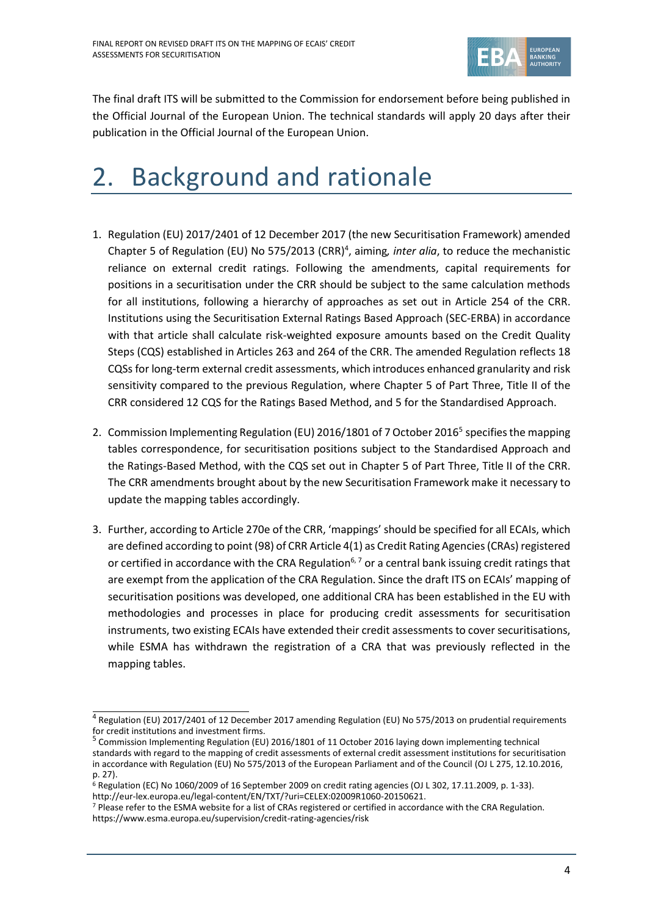The final draft ITS will be submitted to the Commission for endorsement before being published in the Official Journal of the European Union. The technical standards will apply 20 days after their publication in the Official Journal of the European Union.

# 2. Background and rationale

1. Regulation (EU) 2017/2401 of 12 December 2017 (the new Securitisation Framework) amended Chapter 5 of Regulation (EU) No 575/2013 (CRR)[4], aiming*, inter alia*, to reduce the mechanistic reliance on external credit ratings. Following the amendments, capital requirements for positions in a securitisation under the CRR should be subject to the same calculation methods for all institutions, following a hierarchy of approaches as set out in Article 254 of the CRR. Institutions using the Securitisation External Ratings Based Approach (SEC-ERBA) in accordance with that article shall calculate risk-weighted exposure amounts based on the Credit Quality Steps (CQS) established in Articles 263 and 264 of the CRR. The amended Regulation reflects 18 CQSs for long-term external credit assessments, which introduces enhanced granularity and risk sensitivity compared to the previous Regulation, where Chapter 5 of Part Three, Title II of the CRR considered 12 CQS for the Ratings Based Method, and 5 for the Standardised Approach.

2. Commission Implementing Regulation (EU) 2016/1801 of 7 October 2016[5] specifies the mapping tables correspondence, for securitisation positions subject to the Standardised Approach and the Ratings-Based Method, with the CQS set out in Chapter 5 of Part Three, Title II of the CRR. The CRR amendments brought about by the new Securitisation Framework make it necessary to update the mapping tables accordingly.

3. Further, according to Article 270e of the CRR, 'mappings' should be specified for all ECAIs, which are defined according to point (98) of CRR Article 4(1) as Credit Rating Agencies (CRAs) registered or certified in accordance with the CRA Regulation[6, 7] or a central bank issuing credit ratings that are exempt from the application of the CRA Regulation. Since the draft ITS on ECAIs' mapping of securitisation positions was developed, one additional CRA has been established in the EU with methodologies and processes in place for producing credit assessments for securitisation instruments, two existing ECAIs have extended their credit assessments to cover securitisations, while ESMA has withdrawn the registration of a CRA that was previously reflected in the mapping tables.

---

[4] Regulation (EU) 2017/2401 of 12 December 2017 amending Regulation (EU) No 575/2013 on prudential requirements for credit institutions and investment firms.

[5] Commission Implementing Regulation (EU) 2016/1801 of 11 October 2016 laying down implementing technical standards with regard to the mapping of credit assessments of external credit assessment institutions for securitisation in accordance with Regulation (EU) No 575/2013 of the European Parliament and of the Council (OJ L 275, 12.10.2016, p. 27).

[6] Regulation (EC) No 1060/2009 of 16 September 2009 on credit rating agencies (OJ L 302, 17.11.2009, p. 1-33). http://eur-lex.europa.eu/legal-content/EN/TXT/?uri=CELEX:02009R1060-20150621.

[7] Please refer to the ESMA website for a list of CRAs registered or certified in accordance with the CRA Regulation. https://www.esma.europa.eu/supervision/credit-rating-agencies/risk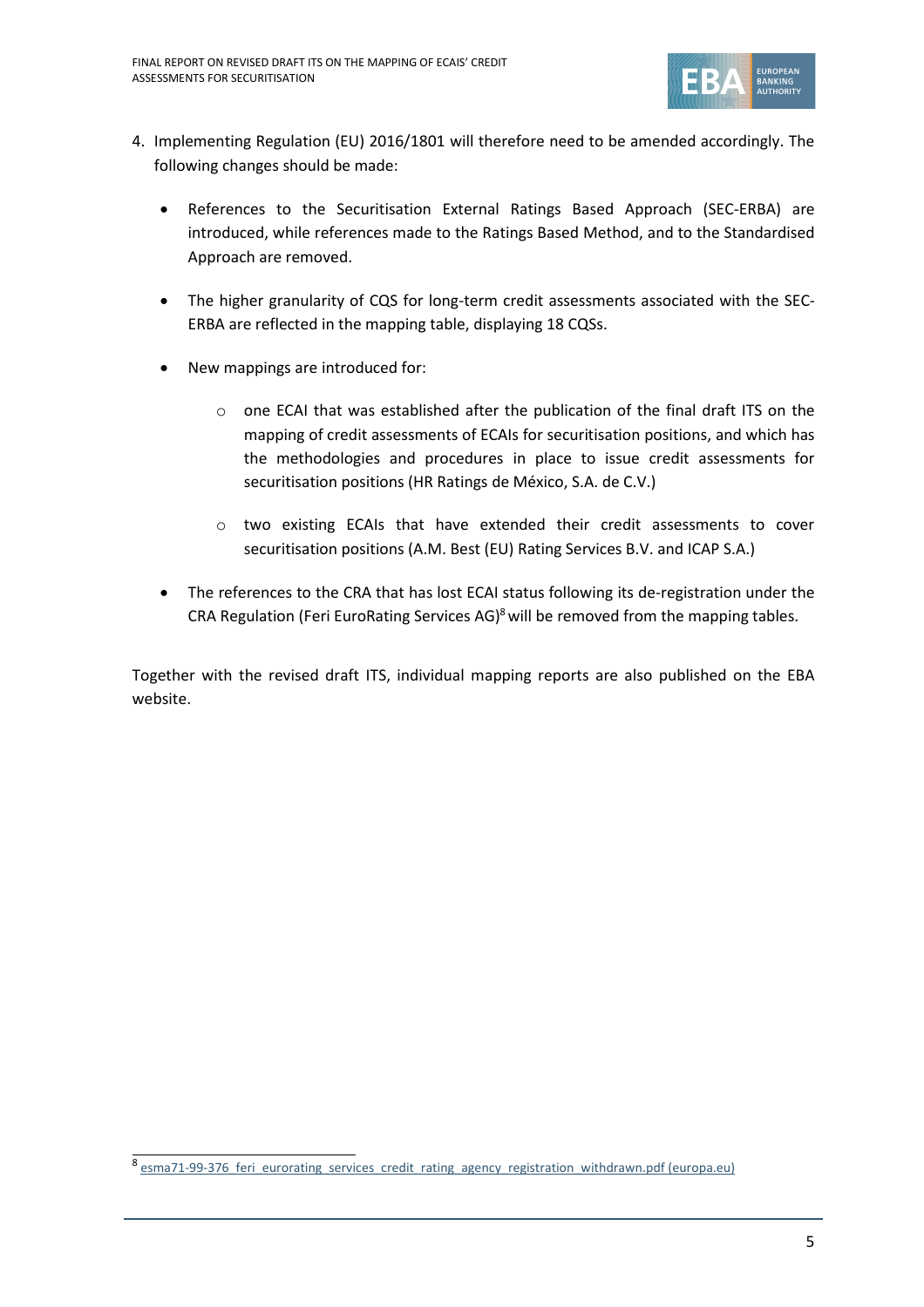4. Implementing Regulation (EU) 2016/1801 will therefore need to be amended accordingly. The following changes should be made:

   - References to the Securitisation External Ratings Based Approach (SEC-ERBA) are introduced, while references made to the Ratings Based Method, and to the Standardised Approach are removed.

   - The higher granularity of CQS for long-term credit assessments associated with the SEC-ERBA are reflected in the mapping table, displaying 18 CQSs.

   - New mappings are introduced for:

     - one ECAI that was established after the publication of the final draft ITS on the mapping of credit assessments of ECAIs for securitisation positions, and which has the methodologies and procedures in place to issue credit assessments for securitisation positions (HR Ratings de México, S.A. de C.V.)

     - two existing ECAIs that have extended their credit assessments to cover securitisation positions (A.M. Best (EU) Rating Services B.V. and ICAP S.A.)

   - The references to the CRA that has lost ECAI status following its de-registration under the CRA Regulation (Feri EuroRating Services AG)[8] will be removed from the mapping tables.

Together with the revised draft ITS, individual mapping reports are also published on the EBA website.

[8] esma71-99-376_feri_eurorating_services_credit_rating_agency_registration_withdrawn.pdf (europa.eu)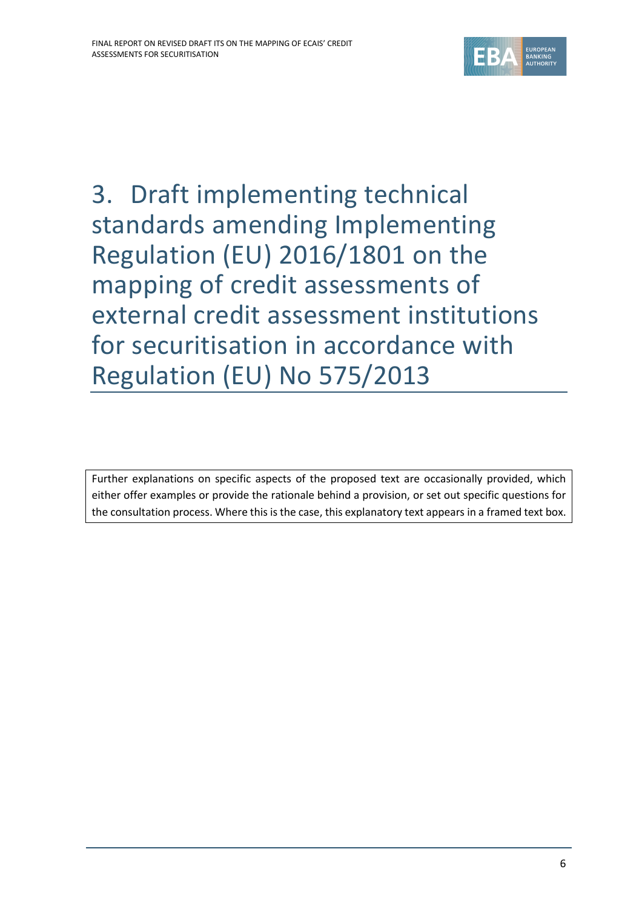# 3. Draft implementing technical standards amending Implementing Regulation (EU) 2016/1801 on the mapping of credit assessments of external credit assessment institutions for securitisation in accordance with Regulation (EU) No 575/2013

Further explanations on specific aspects of the proposed text are occasionally provided, which either offer examples or provide the rationale behind a provision, or set out specific questions for the consultation process. Where this is the case, this explanatory text appears in a framed text box.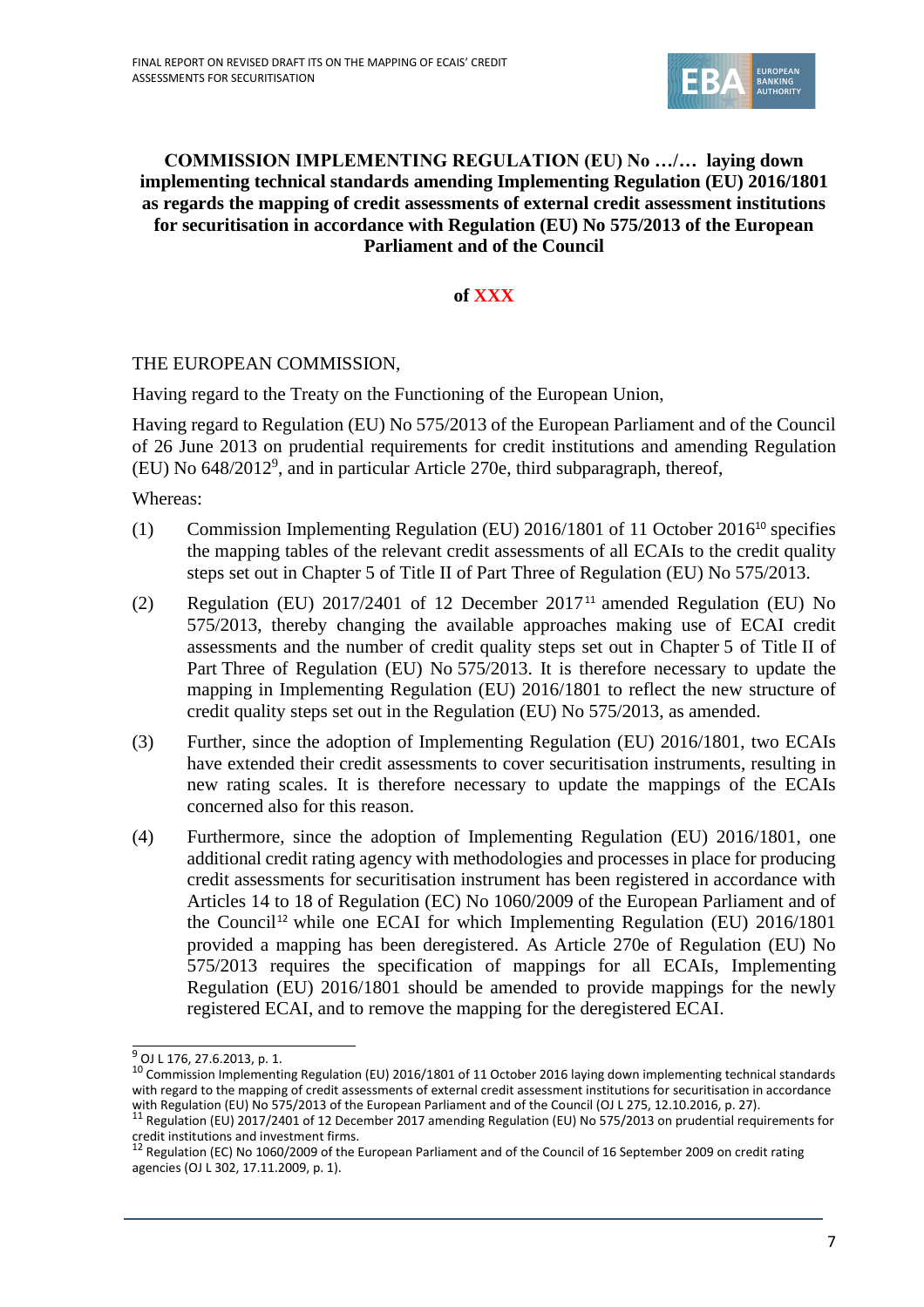**COMMISSION IMPLEMENTING REGULATION (EU) No …/… laying down implementing technical standards amending Implementing Regulation (EU) 2016/1801 as regards the mapping of credit assessments of external credit assessment institutions for securitisation in accordance with Regulation (EU) No 575/2013 of the European Parliament and of the Council**

**of XXX**

THE EUROPEAN COMMISSION,

Having regard to the Treaty on the Functioning of the European Union,

Having regard to Regulation (EU) No 575/2013 of the European Parliament and of the Council of 26 June 2013 on prudential requirements for credit institutions and amending Regulation (EU) No 648/2012[9], and in particular Article 270e, third subparagraph, thereof,

Whereas:

(1) Commission Implementing Regulation (EU) 2016/1801 of 11 October 2016[10] specifies the mapping tables of the relevant credit assessments of all ECAIs to the credit quality steps set out in Chapter 5 of Title II of Part Three of Regulation (EU) No 575/2013.

(2) Regulation (EU) 2017/2401 of 12 December 2017[11] amended Regulation (EU) No 575/2013, thereby changing the available approaches making use of ECAI credit assessments and the number of credit quality steps set out in Chapter 5 of Title II of Part Three of Regulation (EU) No 575/2013. It is therefore necessary to update the mapping in Implementing Regulation (EU) 2016/1801 to reflect the new structure of credit quality steps set out in the Regulation (EU) No 575/2013, as amended.

(3) Further, since the adoption of Implementing Regulation (EU) 2016/1801, two ECAIs have extended their credit assessments to cover securitisation instruments, resulting in new rating scales. It is therefore necessary to update the mappings of the ECAIs concerned also for this reason.

(4) Furthermore, since the adoption of Implementing Regulation (EU) 2016/1801, one additional credit rating agency with methodologies and processes in place for producing credit assessments for securitisation instrument has been registered in accordance with Articles 14 to 18 of Regulation (EC) No 1060/2009 of the European Parliament and of the Council[12] while one ECAI for which Implementing Regulation (EU) 2016/1801 provided a mapping has been deregistered. As Article 270e of Regulation (EU) No 575/2013 requires the specification of mappings for all ECAIs, Implementing Regulation (EU) 2016/1801 should be amended to provide mappings for the newly registered ECAI, and to remove the mapping for the deregistered ECAI.

---

[9] OJ L 176, 27.6.2013, p. 1.

[10] Commission Implementing Regulation (EU) 2016/1801 of 11 October 2016 laying down implementing technical standards with regard to the mapping of credit assessments of external credit assessment institutions for securitisation in accordance with Regulation (EU) No 575/2013 of the European Parliament and of the Council (OJ L 275, 12.10.2016, p. 27).

[11] Regulation (EU) 2017/2401 of 12 December 2017 amending Regulation (EU) No 575/2013 on prudential requirements for credit institutions and investment firms.

[12] Regulation (EC) No 1060/2009 of the European Parliament and of the Council of 16 September 2009 on credit rating agencies (OJ L 302, 17.11.2009, p. 1).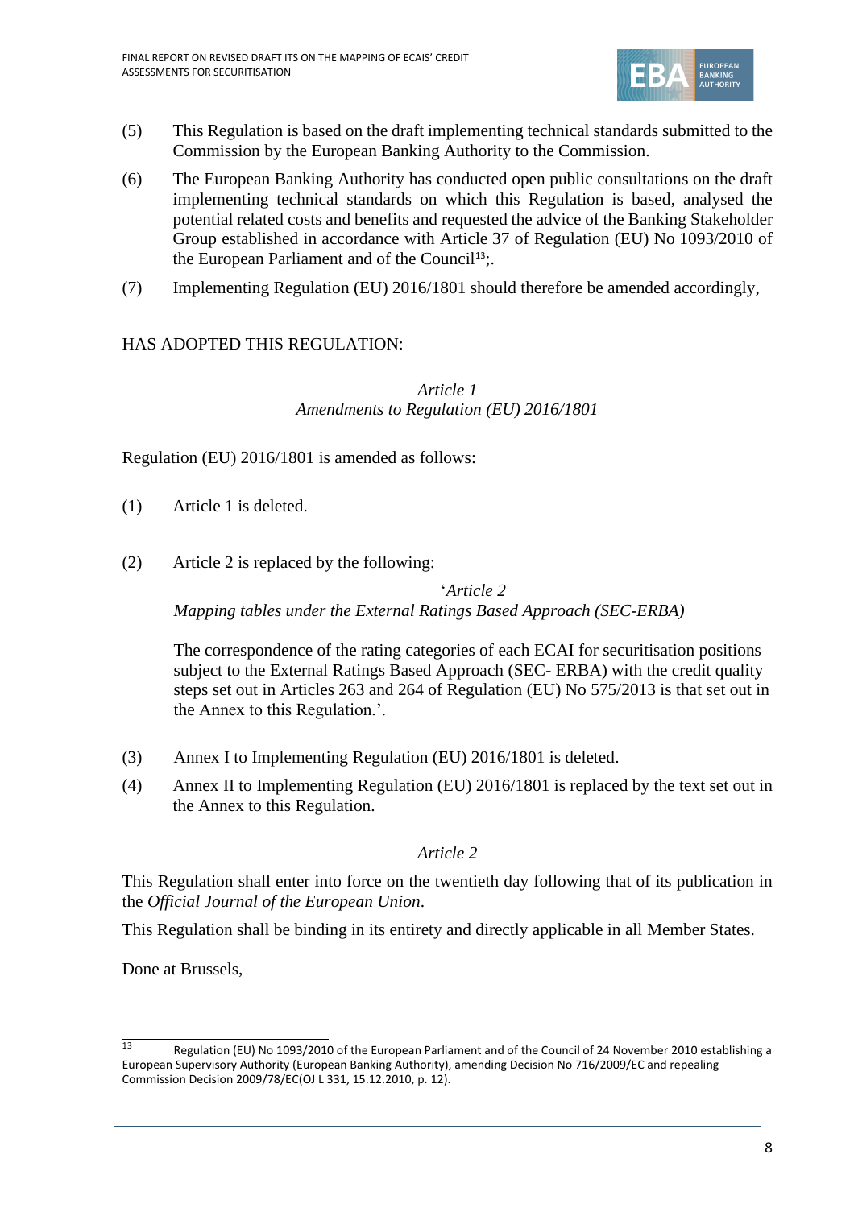(5) This Regulation is based on the draft implementing technical standards submitted to the Commission by the European Banking Authority to the Commission.

(6) The European Banking Authority has conducted open public consultations on the draft implementing technical standards on which this Regulation is based, analysed the potential related costs and benefits and requested the advice of the Banking Stakeholder Group established in accordance with Article 37 of Regulation (EU) No 1093/2010 of the European Parliament and of the Council[13];.

(7) Implementing Regulation (EU) 2016/1801 should therefore be amended accordingly,

HAS ADOPTED THIS REGULATION:

*Article 1*
*Amendments to Regulation (EU) 2016/1801*

Regulation (EU) 2016/1801 is amended as follows:

(1) Article 1 is deleted.

(2) Article 2 is replaced by the following:

'*Article 2*
*Mapping tables under the External Ratings Based Approach (SEC-ERBA)*

The correspondence of the rating categories of each ECAI for securitisation positions subject to the External Ratings Based Approach (SEC- ERBA) with the credit quality steps set out in Articles 263 and 264 of Regulation (EU) No 575/2013 is that set out in the Annex to this Regulation.'.

(3) Annex I to Implementing Regulation (EU) 2016/1801 is deleted.

(4) Annex II to Implementing Regulation (EU) 2016/1801 is replaced by the text set out in the Annex to this Regulation.

*Article 2*

This Regulation shall enter into force on the twentieth day following that of its publication in the *Official Journal of the European Union*.

This Regulation shall be binding in its entirety and directly applicable in all Member States.

Done at Brussels,

[13] Regulation (EU) No 1093/2010 of the European Parliament and of the Council of 24 November 2010 establishing a European Supervisory Authority (European Banking Authority), amending Decision No 716/2009/EC and repealing Commission Decision 2009/78/EC(OJ L 331, 15.12.2010, p. 12).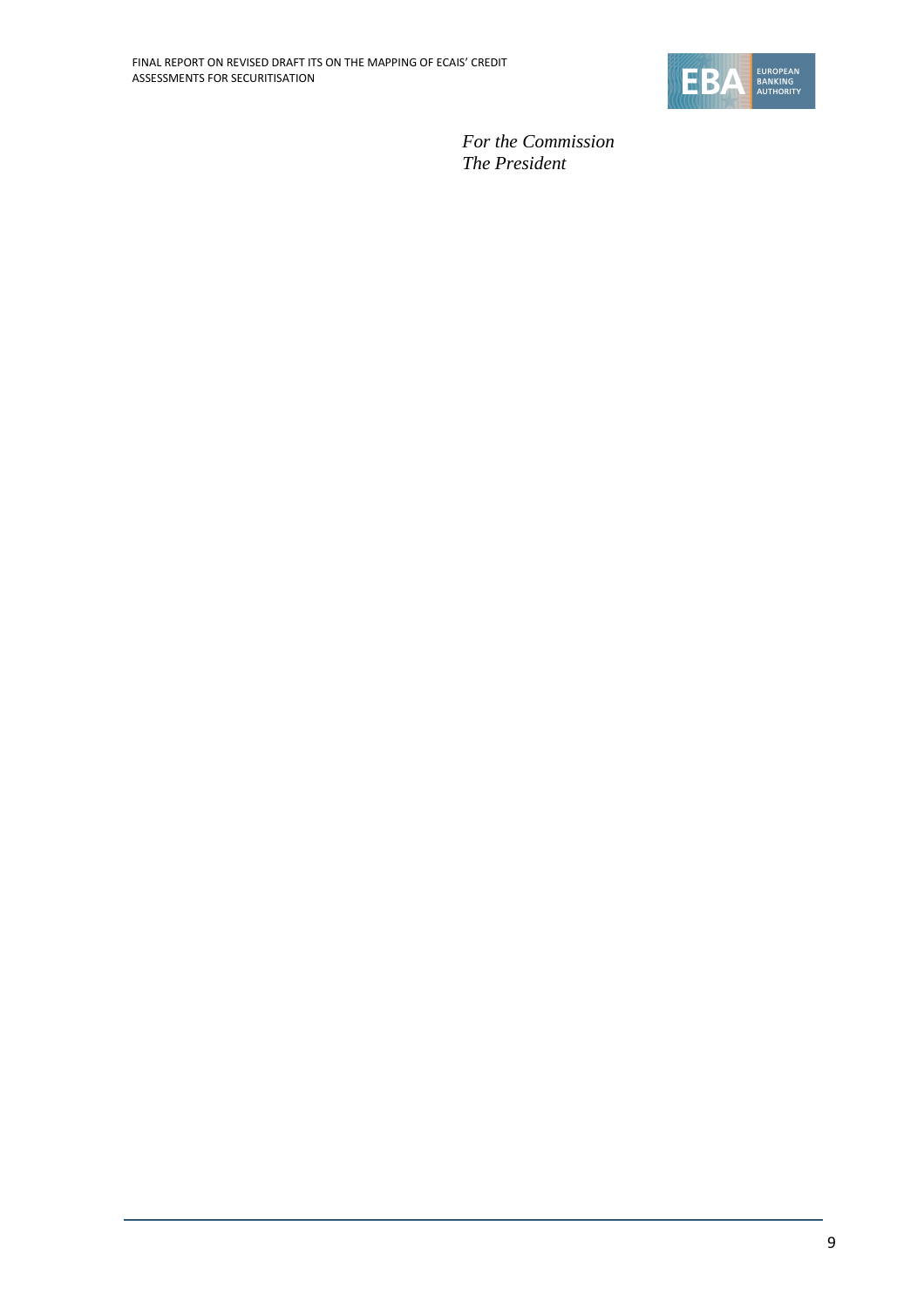*For the Commission*
*The President*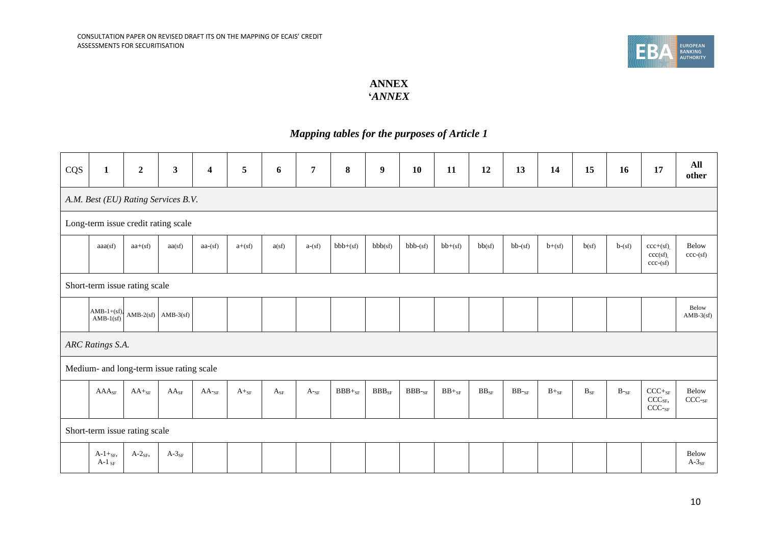**ANNEX**

***'ANNEX***

## *Mapping tables for the purposes of Article 1*

| CQS | 1 | 2 | 3 | 4 | 5 | 6 | 7 | 8 | 9 | 10 | 11 | 12 | 13 | 14 | 15 | 16 | 17 | All other |
|---|---|---|---|---|---|---|---|---|---|---|---|---|---|---|---|---|---|---|
| *A.M. Best (EU) Rating Services B.V.* | | | | | | | | | | | | | | | | | | |
| Long-term issue credit rating scale | | | | | | | | | | | | | | | | | | |
| | aaa(sf) | aa+(sf) | aa(sf) | aa-(sf) | a+(sf) | a(sf) | a-(sf) | bbb+(sf) | bbb(sf) | bbb-(sf) | bb+(sf) | bb(sf) | bb-(sf) | b+(sf) | b(sf) | b-(sf) | ccc+(sf), ccc(sf), ccc-(sf) | Below ccc-(sf) |
| Short-term issue rating scale | | | | | | | | | | | | | | | | | | |
| | AMB-1+(sf), AMB-1(sf) | AMB-2(sf) | AMB-3(sf) | | | | | | | | | | | | | | | Below AMB-3(sf) |
| *ARC Ratings S.A.* | | | | | | | | | | | | | | | | | | |
| Medium- and long-term issue rating scale | | | | | | | | | | | | | | | | | | |
| | $AAA_{SF}$ | $AA+_{SF}$ | $AA_{SF}$ | $AA-_{SF}$ | $A+_{SF}$ | $A_{SF}$ | $A-_{SF}$ | $BBB+_{SF}$ | $BBB_{SF}$ | $BBB-_{SF}$ | $BB+_{SF}$ | $BB_{SF}$ | $BB-_{SF}$ | $B+_{SF}$ | $B_{SF}$ | $B-_{SF}$ | $CCC+_{SF}$ $CCC_{SF}$, $CCC-_{SF}$ | Below $CCC-_{SF}$ |
| Short-term issue rating scale | | | | | | | | | | | | | | | | | | |
| | $A\text{-}1+_{SF}$, $A\text{-}1_{SF}$ | $A\text{-}2_{SF}$, | $A\text{-}3_{SF}$ | | | | | | | | | | | | | | | Below $A\text{-}3_{SF}$ |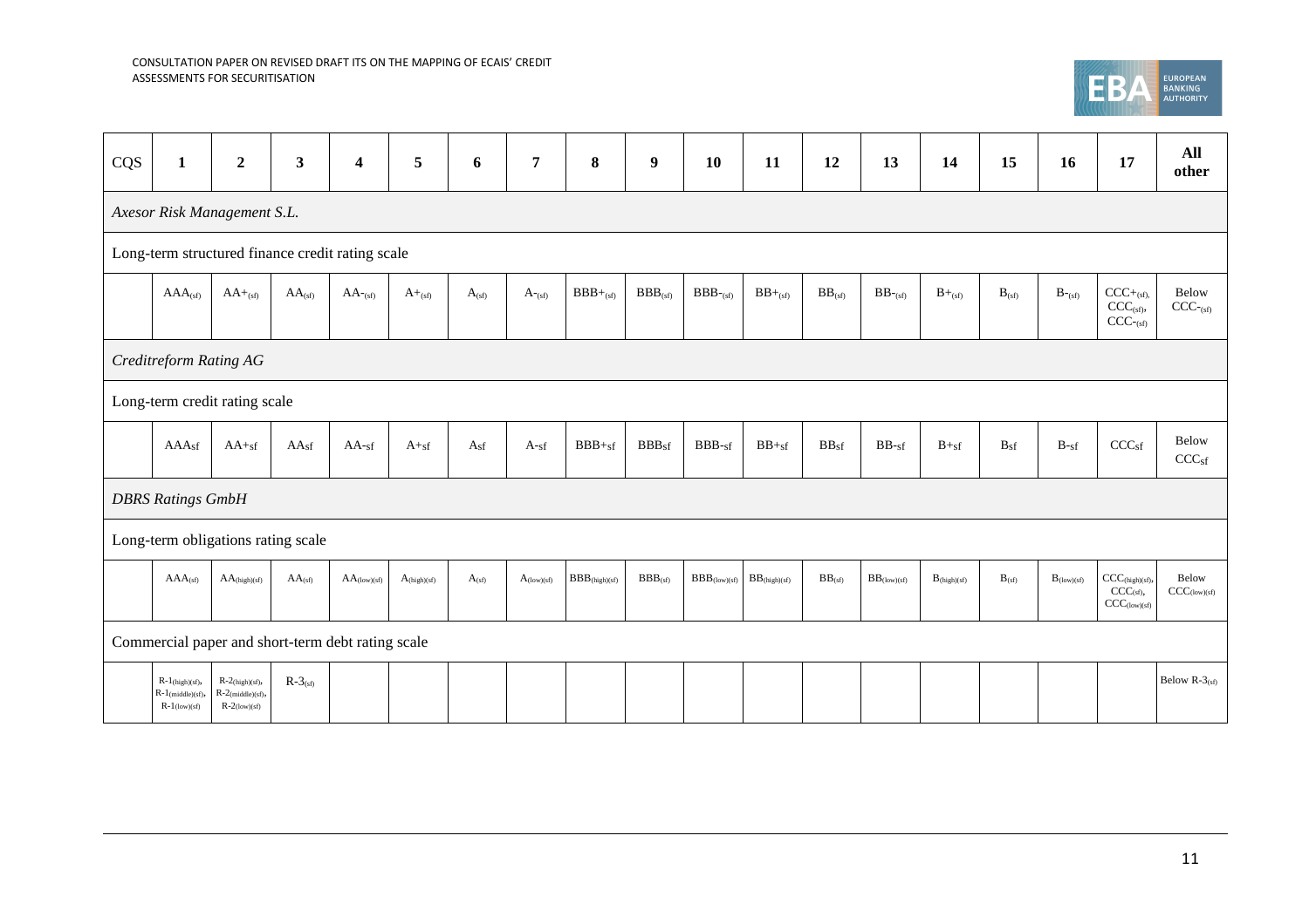| CQS | 1 | 2 | 3 | 4 | 5 | 6 | 7 | 8 | 9 | 10 | 11 | 12 | 13 | 14 | 15 | 16 | 17 | All other |
|---|---|---|---|---|---|---|---|---|---|---|---|---|---|---|---|---|---|---|
| *Axesor Risk Management S.L.* | | | | | | | | | | | | | | | | | | |
| Long-term structured finance credit rating scale | | | | | | | | | | | | | | | | | | |
| | $AAA_{(sf)}$ | $AA+_{(sf)}$ | $AA_{(sf)}$ | $AA-_{(sf)}$ | $A+_{(sf)}$ | $A_{(sf)}$ | $A-_{(sf)}$ | $BBB+_{(sf)}$ | $BBB_{(sf)}$ | $BBB-_{(sf)}$ | $BB+_{(sf)}$ | $BB_{(sf)}$ | $BB-_{(sf)}$ | $B+_{(sf)}$ | $B_{(sf)}$ | $B-_{(sf)}$ | $CCC+_{(sf)}$, $CCC_{(sf)}$, $CCC-_{(sf)}$ | Below $CCC-_{(sf)}$ |
| *Creditreform Rating AG* | | | | | | | | | | | | | | | | | | |
| Long-term credit rating scale | | | | | | | | | | | | | | | | | | |
| | $AAA_{sf}$ | $AA+_{sf}$ | $AA_{sf}$ | $AA-_{sf}$ | $A+_{sf}$ | $A_{sf}$ | $A-_{sf}$ | $BBB+_{sf}$ | $BBB_{sf}$ | $BBB-_{sf}$ | $BB+_{sf}$ | $BB_{sf}$ | $BB-_{sf}$ | $B+_{sf}$ | $B_{sf}$ | $B-_{sf}$ | $CCC_{sf}$ | Below $CCC_{sf}$ |
| *DBRS Ratings GmbH* | | | | | | | | | | | | | | | | | | |
| Long-term obligations rating scale | | | | | | | | | | | | | | | | | | |
| | $AAA_{(sf)}$ | $AA_{(high)(sf)}$ | $AA_{(sf)}$ | $AA_{(low)(sf)}$ | $A_{(high)(sf)}$ | $A_{(sf)}$ | $A_{(low)(sf)}$ | $BBB_{(high)(sf)}$ | $BBB_{(sf)}$ | $BBB_{(low)(sf)}$ | $BB_{(high)(sf)}$ | $BB_{(sf)}$ | $BB_{(low)(sf)}$ | $B_{(high)(sf)}$ | $B_{(sf)}$ | $B_{(low)(sf)}$ | $CCC_{(high)(sf)}$, $CCC_{(sf)}$, $CCC_{(low)(sf)}$ | Below $CCC_{(low)(sf)}$ |
| Commercial paper and short-term debt rating scale | | | | | | | | | | | | | | | | | | |
| | $R\text{-}1_{(high)(sf)}$, $R\text{-}1_{(middle)(sf)}$, $R\text{-}1_{(low)(sf)}$ | $R\text{-}2_{(high)(sf)}$, $R\text{-}2_{(middle)(sf)}$, $R\text{-}2_{(low)(sf)}$ | $R\text{-}3_{(sf)}$ | | | | | | | | | | | | | | | Below $R\text{-}3_{(sf)}$ |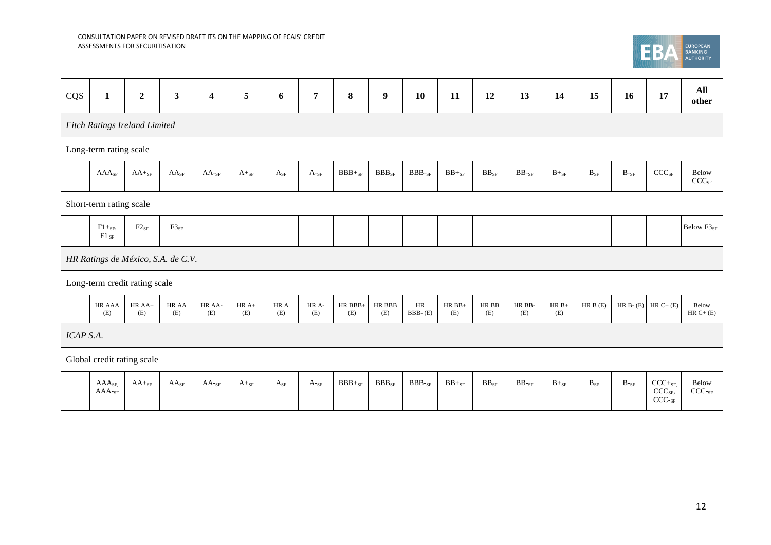| CQS | 1 | 2 | 3 | 4 | 5 | 6 | 7 | 8 | 9 | 10 | 11 | 12 | 13 | 14 | 15 | 16 | 17 | All other |
|---|---|---|---|---|---|---|---|---|---|---|---|---|---|---|---|---|---|---|
| *Fitch Ratings Ireland Limited* | | | | | | | | | | | | | | | | | | |
| Long-term rating scale | | | | | | | | | | | | | | | | | | |
| | $AAA_{SF}$ | $AA+_{SF}$ | $AA_{SF}$ | $AA-_{SF}$ | $A+_{SF}$ | $A_{SF}$ | $A-_{SF}$ | $BBB+_{SF}$ | $BBB_{SF}$ | $BBB-_{SF}$ | $BB+_{SF}$ | $BB_{SF}$ | $BB-_{SF}$ | $B+_{SF}$ | $B_{SF}$ | $B-_{SF}$ | $CCC_{SF}$ | Below $CCC_{SF}$ |
| Short-term rating scale | | | | | | | | | | | | | | | | | | |
| | $F1+_{SF}$, $F1_{SF}$ | $F2_{SF}$ | $F3_{SF}$ | | | | | | | | | | | | | | | Below $F3_{SF}$ |
| *HR Ratings de México, S.A. de C.V.* | | | | | | | | | | | | | | | | | | |
| Long-term credit rating scale | | | | | | | | | | | | | | | | | | |
| | HR AAA (E) | HR AA+ (E) | HR AA (E) | HR AA- (E) | HR A+ (E) | HR A (E) | HR A- (E) | HR BBB+ (E) | HR BBB (E) | HR BBB- (E) | HR BB+ (E) | HR BB (E) | HR BB- (E) | HR B+ (E) | HR B (E) | HR B- (E) | HR C+ (E) | Below HR C+ (E) |
| *ICAP S.A.* | | | | | | | | | | | | | | | | | | |
| Global credit rating scale | | | | | | | | | | | | | | | | | | |
| | $AAA_{SF}$, $AAA-_{SF}$ | $AA+_{SF}$ | $AA_{SF}$ | $AA-_{SF}$ | $A+_{SF}$ | $A_{SF}$ | $A-_{SF}$ | $BBB+_{SF}$ | $BBB_{SF}$ | $BBB-_{SF}$ | $BB+_{SF}$ | $BB_{SF}$ | $BB-_{SF}$ | $B+_{SF}$ | $B_{SF}$ | $B-_{SF}$ | $CCC+_{SF}$, $CCC_{SF}$, $CCC-_{SF}$ | Below $CCC-_{SF}$ |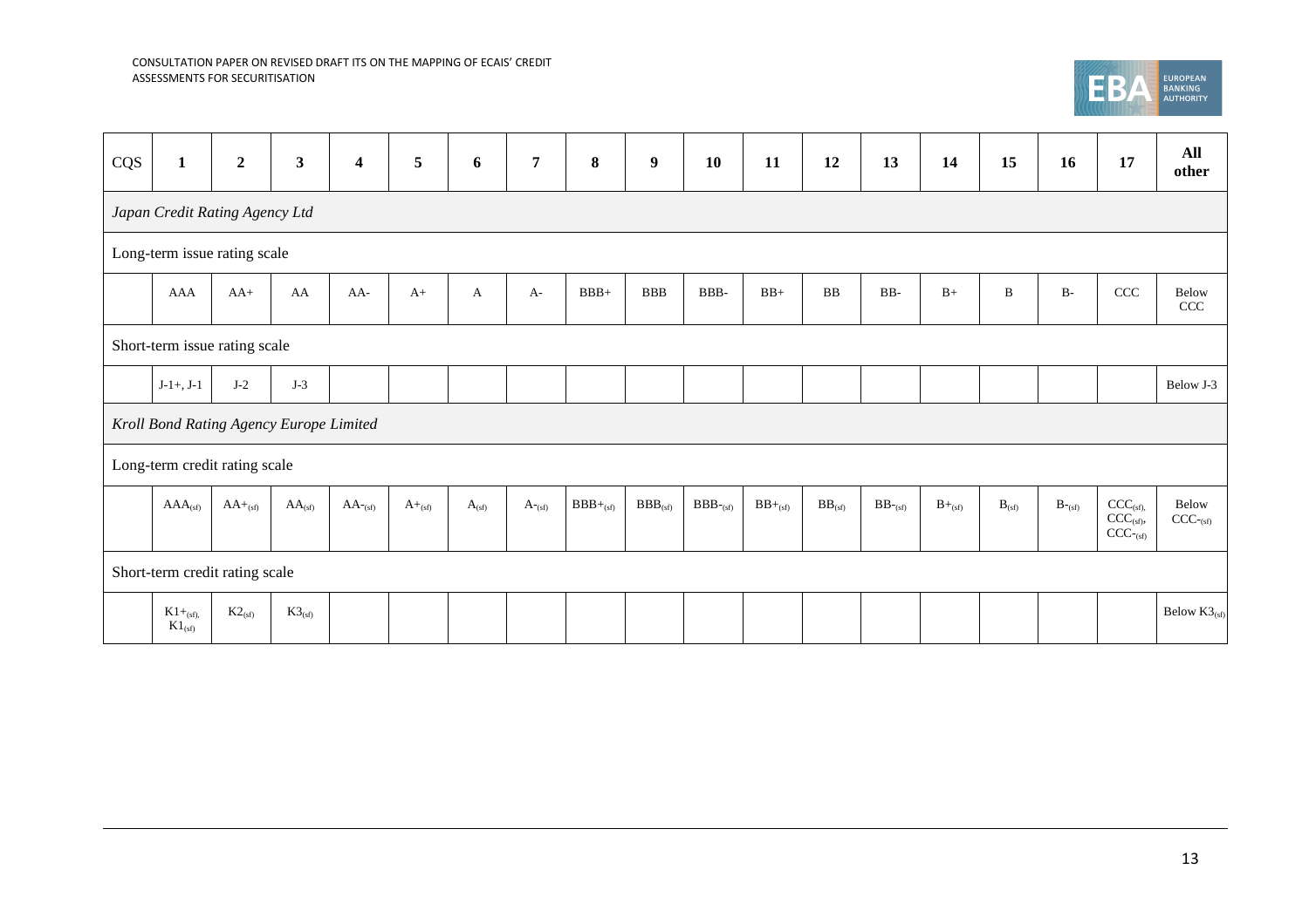| CQS | 1 | 2 | 3 | 4 | 5 | 6 | 7 | 8 | 9 | 10 | 11 | 12 | 13 | 14 | 15 | 16 | 17 | All other |
|---|---|---|---|---|---|---|---|---|---|---|---|---|---|---|---|---|---|---|
| *Japan Credit Rating Agency Ltd* | | | | | | | | | | | | | | | | | | |
| Long-term issue rating scale | | | | | | | | | | | | | | | | | | |
| | AAA | AA+ | AA | AA- | A+ | A | A- | BBB+ | BBB | BBB- | BB+ | BB | BB- | B+ | B | B- | CCC | Below CCC |
| Short-term issue rating scale | | | | | | | | | | | | | | | | | | |
| | J-1+, J-1 | J-2 | J-3 | | | | | | | | | | | | | | | Below J-3 |
| *Kroll Bond Rating Agency Europe Limited* | | | | | | | | | | | | | | | | | | |
| Long-term credit rating scale | | | | | | | | | | | | | | | | | | |
| | $AAA_{(sf)}$ | $AA+_{(sf)}$ | $AA_{(sf)}$ | $AA-_{(sf)}$ | $A+_{(sf)}$ | $A_{(sf)}$ | $A-_{(sf)}$ | $BBB+_{(sf)}$ | $BBB_{(sf)}$ | $BBB-_{(sf)}$ | $BB+_{(sf)}$ | $BB_{(sf)}$ | $BB-_{(sf)}$ | $B+_{(sf)}$ | $B_{(sf)}$ | $B-_{(sf)}$ | $CCC_{(sf)}$, $CCC_{(sf)}$, $CCC-_{(sf)}$ | Below $CCC-_{(sf)}$ |
| Short-term credit rating scale | | | | | | | | | | | | | | | | | | |
| | $K1+_{(sf)}$, $K1_{(sf)}$ | $K2_{(sf)}$ | $K3_{(sf)}$ | | | | | | | | | | | | | | | Below $K3_{(sf)}$ |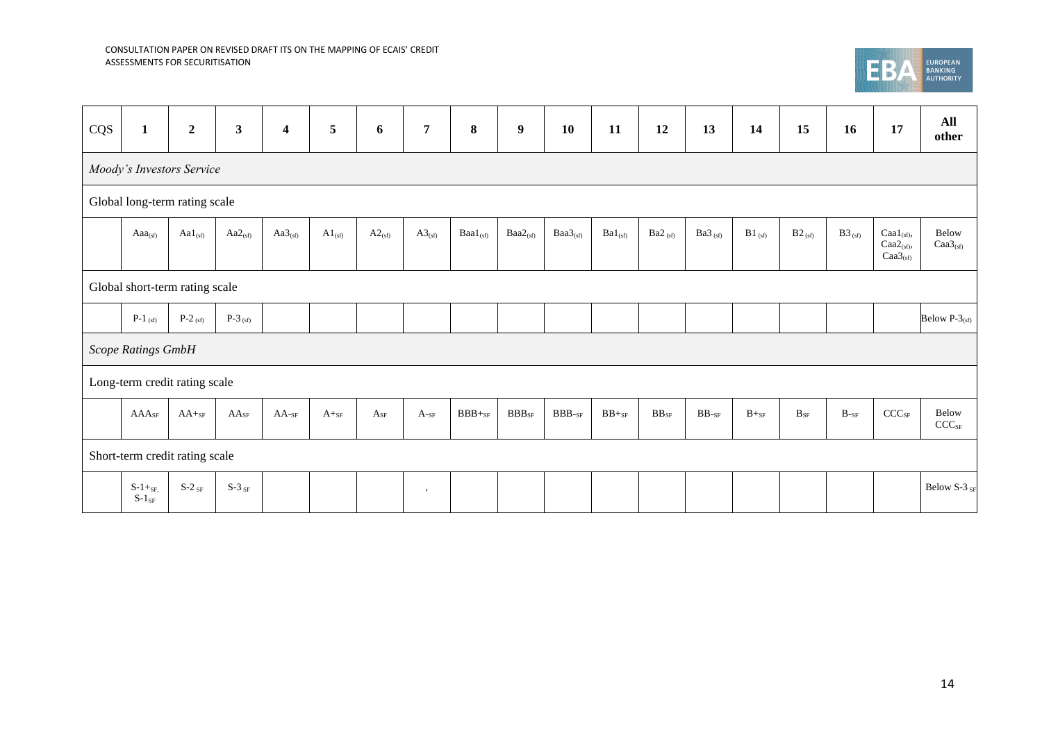| CQS | 1 | 2 | 3 | 4 | 5 | 6 | 7 | 8 | 9 | 10 | 11 | 12 | 13 | 14 | 15 | 16 | 17 | All other |
|---|---|---|---|---|---|---|---|---|---|---|---|---|---|---|---|---|---|---|
| *Moody's Investors Service* | | | | | | | | | | | | | | | | | | |
| Global long-term rating scale | | | | | | | | | | | | | | | | | | |
| | $Aaa_{(sf)}$ | $Aa1_{(sf)}$ | $Aa2_{(sf)}$ | $Aa3_{(sf)}$ | $A1_{(sf)}$ | $A2_{(sf)}$ | $A3_{(sf)}$ | $Baa1_{(sf)}$ | $Baa2_{(sf)}$ | $Baa3_{(sf)}$ | $Ba1_{(sf)}$ | $Ba2_{(sf)}$ | $Ba3_{(sf)}$ | $B1_{(sf)}$ | $B2_{(sf)}$ | $B3_{(sf)}$ | $Caa1_{(sf)}$, $Caa2_{(sf)}$, $Caa3_{(sf)}$ | Below $Caa3_{(sf)}$ |
| Global short-term rating scale | | | | | | | | | | | | | | | | | | |
| | $P\text{-}1_{(sf)}$ | $P\text{-}2_{(sf)}$ | $P\text{-}3_{(sf)}$ | | | | | | | | | | | | | | | Below $P\text{-}3_{(sf)}$ |
| *Scope Ratings GmbH* | | | | | | | | | | | | | | | | | | |
| Long-term credit rating scale | | | | | | | | | | | | | | | | | | |
| | $AAA_{SF}$ | $AA+_{SF}$ | $AA_{SF}$ | $AA-_{SF}$ | $A+_{SF}$ | $A_{SF}$ | $A-_{SF}$ | $BBB+_{SF}$ | $BBB_{SF}$ | $BBB-_{SF}$ | $BB+_{SF}$ | $BB_{SF}$ | $BB-_{SF}$ | $B+_{SF}$ | $B_{SF}$ | $B-_{SF}$ | $CCC_{SF}$ | Below $CCC_{SF}$ |
| Short-term credit rating scale | | | | | | | | | | | | | | | | | | |
| | $S\text{-}1+_{SF}$, $S\text{-}1_{SF}$ | $S\text{-}2_{SF}$ | $S\text{-}3_{SF}$ | | | | , | | | | | | | | | | | Below $S\text{-}3_{SF}$ |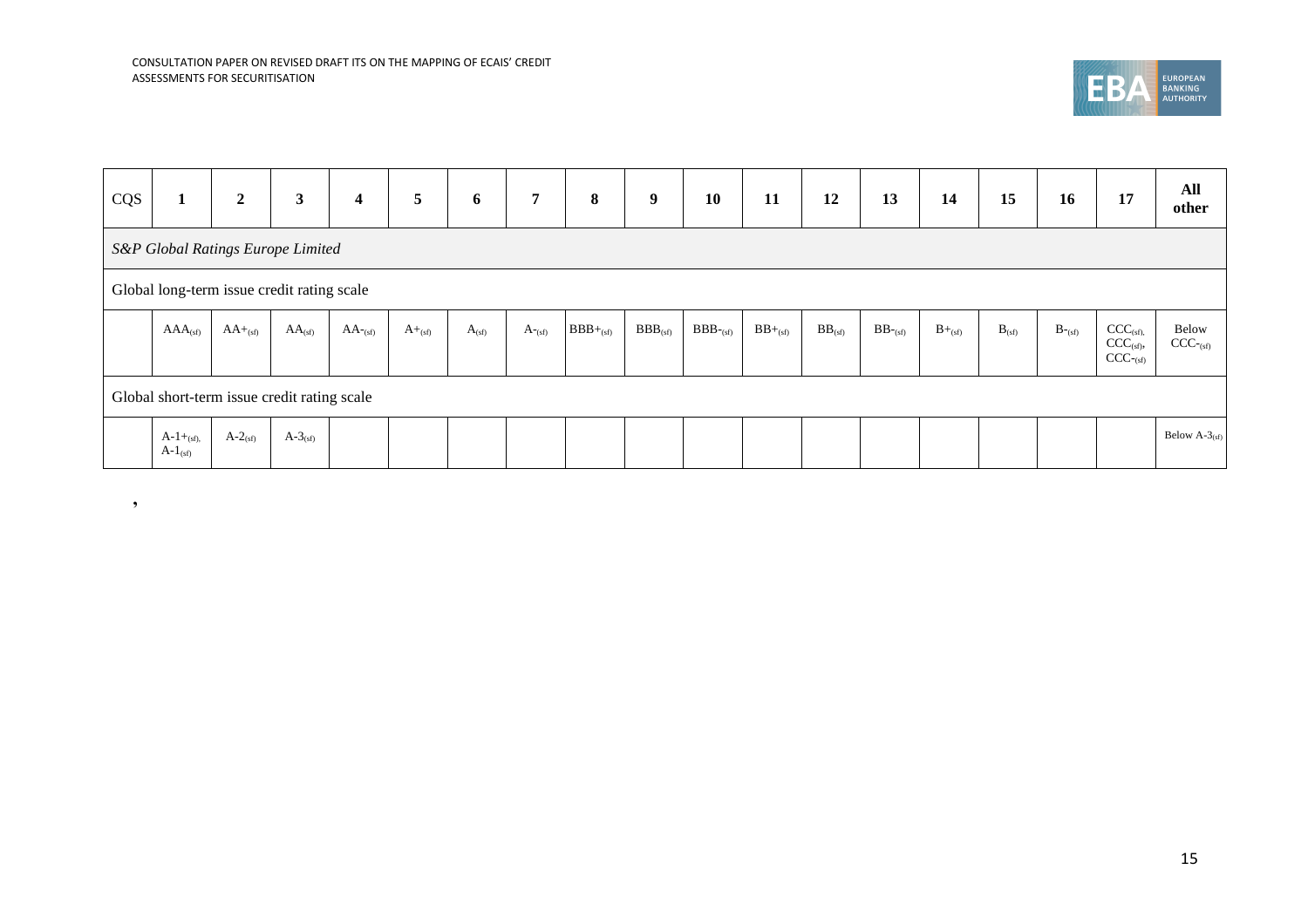| CQS | 1 | 2 | 3 | 4 | 5 | 6 | 7 | 8 | 9 | 10 | 11 | 12 | 13 | 14 | 15 | 16 | 17 | All other |
|---|---|---|---|---|---|---|---|---|---|---|---|---|---|---|---|---|---|---|
| *S&P Global Ratings Europe Limited* | | | | | | | | | | | | | | | | | | |
| Global long-term issue credit rating scale | | | | | | | | | | | | | | | | | | |
| | $AAA_{(sf)}$ | $AA+_{(sf)}$ | $AA_{(sf)}$ | $AA-_{(sf)}$ | $A+_{(sf)}$ | $A_{(sf)}$ | $A-_{(sf)}$ | $BBB+_{(sf)}$ | $BBB_{(sf)}$ | $BBB-_{(sf)}$ | $BB+_{(sf)}$ | $BB_{(sf)}$ | $BB-_{(sf)}$ | $B+_{(sf)}$ | $B_{(sf)}$ | $B-_{(sf)}$ | $CCC_{(sf)}$, $CCC_{(sf)}$, $CCC-_{(sf)}$ | Below $CCC-_{(sf)}$ |
| Global short-term issue credit rating scale | | | | | | | | | | | | | | | | | | |
| | $A\text{-}1+_{(sf)}$, $A\text{-}1_{(sf)}$ | $A\text{-}2_{(sf)}$ | $A\text{-}3_{(sf)}$ | | | | | | | | | | | | | | | Below $A\text{-}3_{(sf)}$ |

,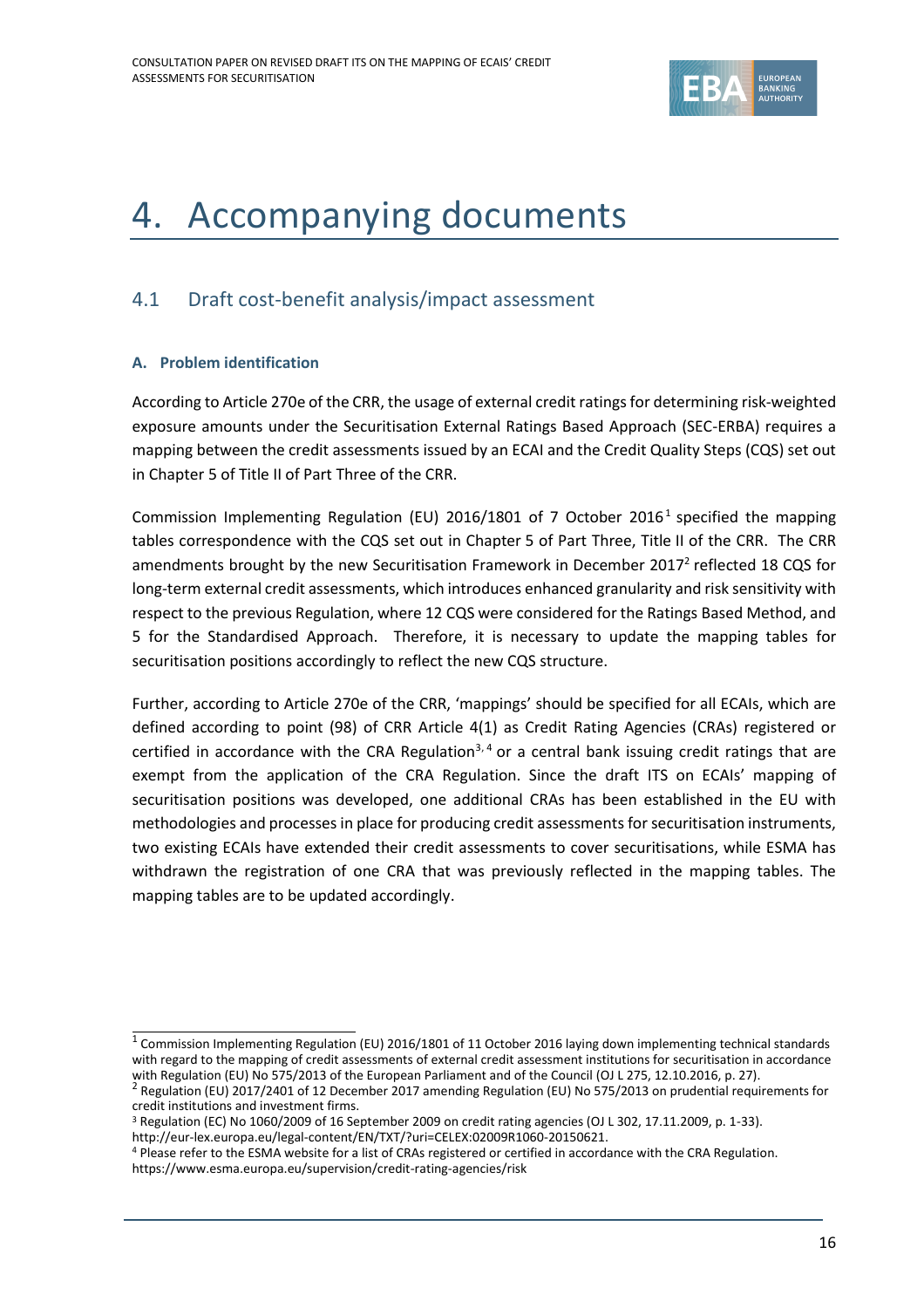# 4. Accompanying documents

## 4.1 Draft cost-benefit analysis/impact assessment

### A. Problem identification

According to Article 270e of the CRR, the usage of external credit ratings for determining risk-weighted exposure amounts under the Securitisation External Ratings Based Approach (SEC-ERBA) requires a mapping between the credit assessments issued by an ECAI and the Credit Quality Steps (CQS) set out in Chapter 5 of Title II of Part Three of the CRR.

Commission Implementing Regulation (EU) 2016/1801 of 7 October 2016[1] specified the mapping tables correspondence with the CQS set out in Chapter 5 of Part Three, Title II of the CRR. The CRR amendments brought by the new Securitisation Framework in December 2017[2] reflected 18 CQS for long-term external credit assessments, which introduces enhanced granularity and risk sensitivity with respect to the previous Regulation, where 12 CQS were considered for the Ratings Based Method, and 5 for the Standardised Approach. Therefore, it is necessary to update the mapping tables for securitisation positions accordingly to reflect the new CQS structure.

Further, according to Article 270e of the CRR, 'mappings' should be specified for all ECAIs, which are defined according to point (98) of CRR Article 4(1) as Credit Rating Agencies (CRAs) registered or certified in accordance with the CRA Regulation[3, 4] or a central bank issuing credit ratings that are exempt from the application of the CRA Regulation. Since the draft ITS on ECAIs' mapping of securitisation positions was developed, one additional CRAs has been established in the EU with methodologies and processes in place for producing credit assessments for securitisation instruments, two existing ECAIs have extended their credit assessments to cover securitisations, while ESMA has withdrawn the registration of one CRA that was previously reflected in the mapping tables. The mapping tables are to be updated accordingly.

---

[1] Commission Implementing Regulation (EU) 2016/1801 of 11 October 2016 laying down implementing technical standards with regard to the mapping of credit assessments of external credit assessment institutions for securitisation in accordance with Regulation (EU) No 575/2013 of the European Parliament and of the Council (OJ L 275, 12.10.2016, p. 27).

[2] Regulation (EU) 2017/2401 of 12 December 2017 amending Regulation (EU) No 575/2013 on prudential requirements for credit institutions and investment firms.

[3] Regulation (EC) No 1060/2009 of 16 September 2009 on credit rating agencies (OJ L 302, 17.11.2009, p. 1-33). http://eur-lex.europa.eu/legal-content/EN/TXT/?uri=CELEX:02009R1060-20150621.

[4] Please refer to the ESMA website for a list of CRAs registered or certified in accordance with the CRA Regulation. https://www.esma.europa.eu/supervision/credit-rating-agencies/risk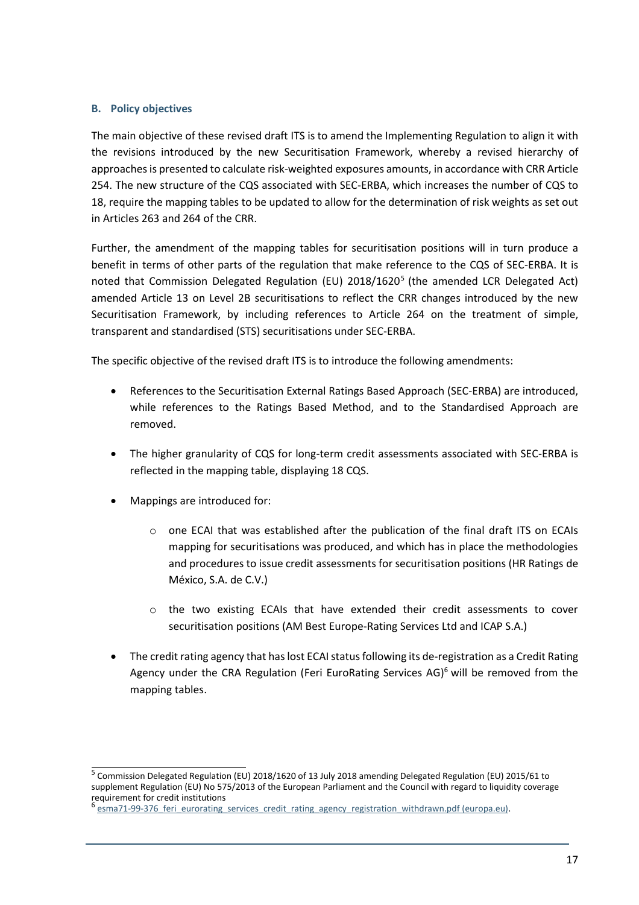### B. Policy objectives

The main objective of these revised draft ITS is to amend the Implementing Regulation to align it with the revisions introduced by the new Securitisation Framework, whereby a revised hierarchy of approaches is presented to calculate risk-weighted exposures amounts, in accordance with CRR Article 254. The new structure of the CQS associated with SEC-ERBA, which increases the number of CQS to 18, require the mapping tables to be updated to allow for the determination of risk weights as set out in Articles 263 and 264 of the CRR.

Further, the amendment of the mapping tables for securitisation positions will in turn produce a benefit in terms of other parts of the regulation that make reference to the CQS of SEC-ERBA. It is noted that Commission Delegated Regulation (EU) 2018/1620[5] (the amended LCR Delegated Act) amended Article 13 on Level 2B securitisations to reflect the CRR changes introduced by the new Securitisation Framework, by including references to Article 264 on the treatment of simple, transparent and standardised (STS) securitisations under SEC-ERBA.

The specific objective of the revised draft ITS is to introduce the following amendments:

- References to the Securitisation External Ratings Based Approach (SEC-ERBA) are introduced, while references to the Ratings Based Method, and to the Standardised Approach are removed.
- The higher granularity of CQS for long-term credit assessments associated with SEC-ERBA is reflected in the mapping table, displaying 18 CQS.
- Mappings are introduced for:
    - one ECAI that was established after the publication of the final draft ITS on ECAIs mapping for securitisations was produced, and which has in place the methodologies and procedures to issue credit assessments for securitisation positions (HR Ratings de México, S.A. de C.V.)
    - the two existing ECAIs that have extended their credit assessments to cover securitisation positions (AM Best Europe-Rating Services Ltd and ICAP S.A.)
- The credit rating agency that has lost ECAI status following its de-registration as a Credit Rating Agency under the CRA Regulation (Feri EuroRating Services AG)[6] will be removed from the mapping tables.

---

[5] Commission Delegated Regulation (EU) 2018/1620 of 13 July 2018 amending Delegated Regulation (EU) 2015/61 to supplement Regulation (EU) No 575/2013 of the European Parliament and the Council with regard to liquidity coverage requirement for credit institutions

[6] esma71-99-376_feri_eurorating_services_credit_rating_agency_registration_withdrawn.pdf (europa.eu).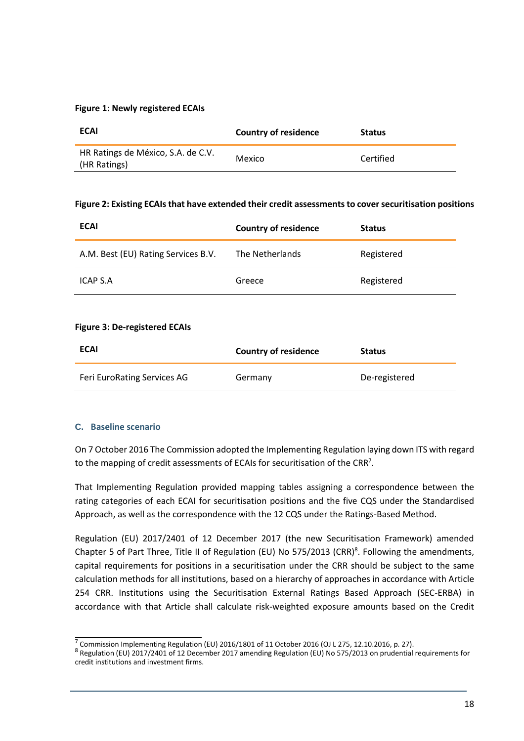**Figure 1: Newly registered ECAIs**

| ECAI | Country of residence | Status |
|---|---|---|
| HR Ratings de México, S.A. de C.V. (HR Ratings) | Mexico | Certified |

**Figure 2: Existing ECAIs that have extended their credit assessments to cover securitisation positions**

| ECAI | Country of residence | Status |
|---|---|---|
| A.M. Best (EU) Rating Services B.V. | The Netherlands | Registered |
| ICAP S.A | Greece | Registered |

**Figure 3: De-registered ECAIs**

| ECAI | Country of residence | Status |
|---|---|---|
| Feri EuroRating Services AG | Germany | De-registered |

### C. Baseline scenario

On 7 October 2016 The Commission adopted the Implementing Regulation laying down ITS with regard to the mapping of credit assessments of ECAIs for securitisation of the CRR[7].

That Implementing Regulation provided mapping tables assigning a correspondence between the rating categories of each ECAI for securitisation positions and the five CQS under the Standardised Approach, as well as the correspondence with the 12 CQS under the Ratings-Based Method.

Regulation (EU) 2017/2401 of 12 December 2017 (the new Securitisation Framework) amended Chapter 5 of Part Three, Title II of Regulation (EU) No 575/2013 (CRR)[8]. Following the amendments, capital requirements for positions in a securitisation under the CRR should be subject to the same calculation methods for all institutions, based on a hierarchy of approaches in accordance with Article 254 CRR. Institutions using the Securitisation External Ratings Based Approach (SEC-ERBA) in accordance with that Article shall calculate risk-weighted exposure amounts based on the Credit

[7] Commission Implementing Regulation (EU) 2016/1801 of 11 October 2016 (OJ L 275, 12.10.2016, p. 27).

[8] Regulation (EU) 2017/2401 of 12 December 2017 amending Regulation (EU) No 575/2013 on prudential requirements for credit institutions and investment firms.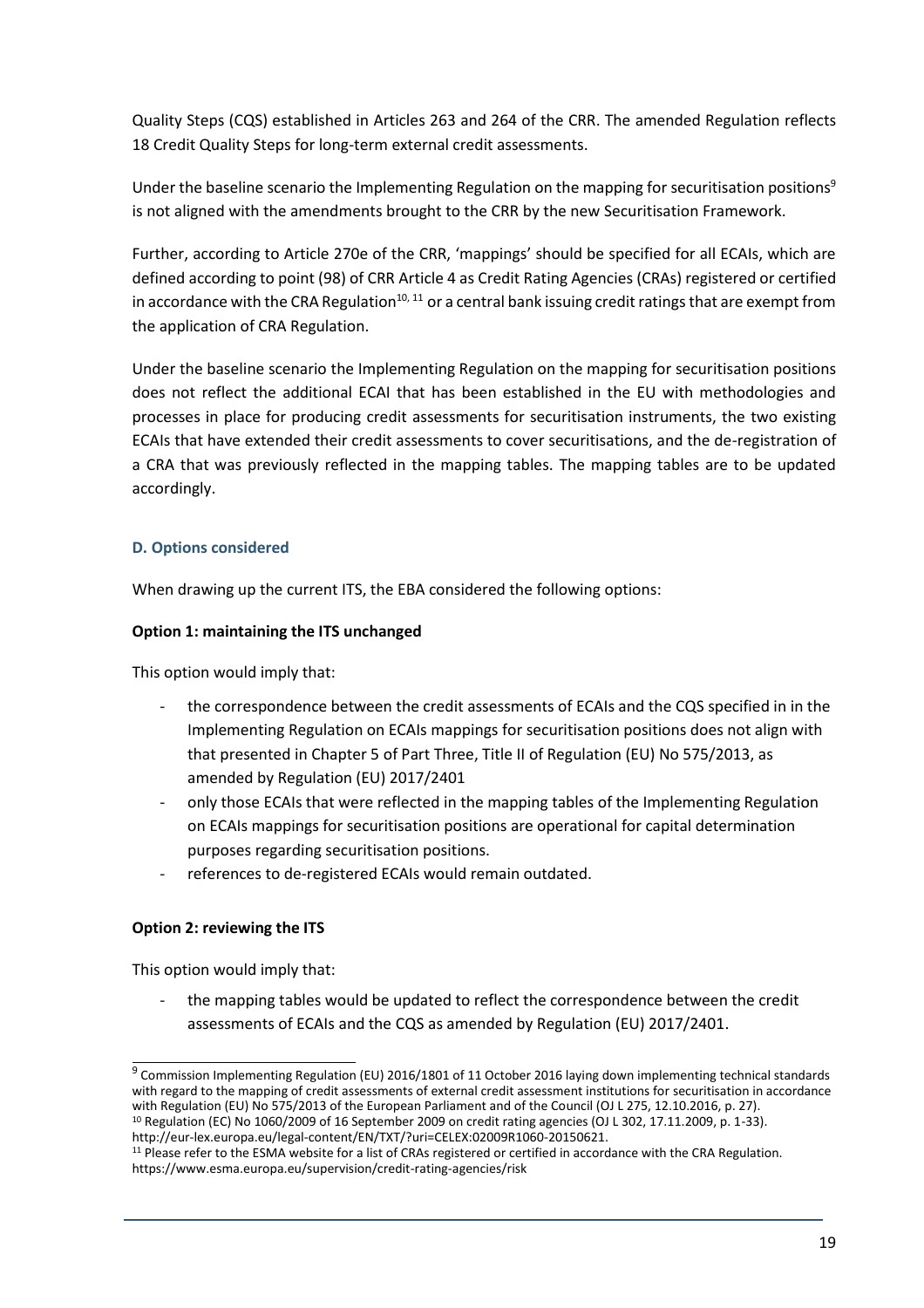Quality Steps (CQS) established in Articles 263 and 264 of the CRR. The amended Regulation reflects 18 Credit Quality Steps for long-term external credit assessments.

Under the baseline scenario the Implementing Regulation on the mapping for securitisation positions[9] is not aligned with the amendments brought to the CRR by the new Securitisation Framework.

Further, according to Article 270e of the CRR, 'mappings' should be specified for all ECAIs, which are defined according to point (98) of CRR Article 4 as Credit Rating Agencies (CRAs) registered or certified in accordance with the CRA Regulation[10, 11] or a central bank issuing credit ratings that are exempt from the application of CRA Regulation.

Under the baseline scenario the Implementing Regulation on the mapping for securitisation positions does not reflect the additional ECAI that has been established in the EU with methodologies and processes in place for producing credit assessments for securitisation instruments, the two existing ECAIs that have extended their credit assessments to cover securitisations, and the de-registration of a CRA that was previously reflected in the mapping tables. The mapping tables are to be updated accordingly.

### D. Options considered

When drawing up the current ITS, the EBA considered the following options:

**Option 1: maintaining the ITS unchanged**

This option would imply that:

- the correspondence between the credit assessments of ECAIs and the CQS specified in in the Implementing Regulation on ECAIs mappings for securitisation positions does not align with that presented in Chapter 5 of Part Three, Title II of Regulation (EU) No 575/2013, as amended by Regulation (EU) 2017/2401
- only those ECAIs that were reflected in the mapping tables of the Implementing Regulation on ECAIs mappings for securitisation positions are operational for capital determination purposes regarding securitisation positions.
- references to de-registered ECAIs would remain outdated.

**Option 2: reviewing the ITS**

This option would imply that:

- the mapping tables would be updated to reflect the correspondence between the credit assessments of ECAIs and the CQS as amended by Regulation (EU) 2017/2401.

---

[9] Commission Implementing Regulation (EU) 2016/1801 of 11 October 2016 laying down implementing technical standards with regard to the mapping of credit assessments of external credit assessment institutions for securitisation in accordance with Regulation (EU) No 575/2013 of the European Parliament and of the Council (OJ L 275, 12.10.2016, p. 27).

[10] Regulation (EC) No 1060/2009 of 16 September 2009 on credit rating agencies (OJ L 302, 17.11.2009, p. 1-33). http://eur-lex.europa.eu/legal-content/EN/TXT/?uri=CELEX:02009R1060-20150621.

[11] Please refer to the ESMA website for a list of CRAs registered or certified in accordance with the CRA Regulation. https://www.esma.europa.eu/supervision/credit-rating-agencies/risk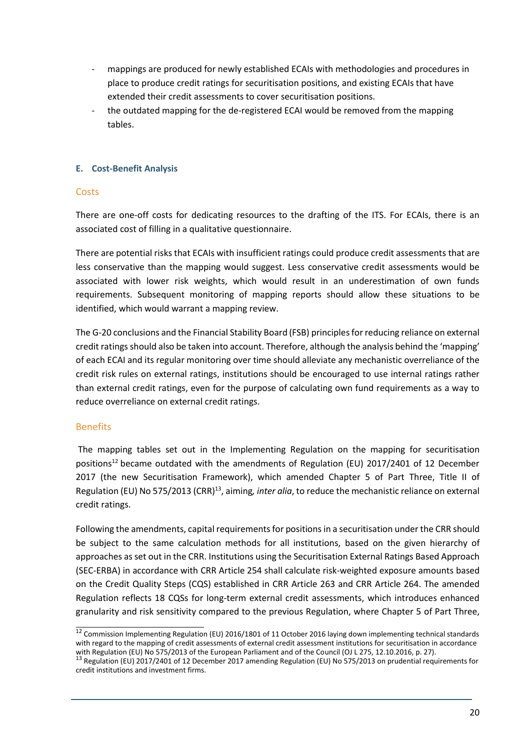- mappings are produced for newly established ECAIs with methodologies and procedures in place to produce credit ratings for securitisation positions, and existing ECAIs that have extended their credit assessments to cover securitisation positions.
- the outdated mapping for the de-registered ECAI would be removed from the mapping tables.

### E. Cost-Benefit Analysis

#### Costs

There are one-off costs for dedicating resources to the drafting of the ITS. For ECAIs, there is an associated cost of filling in a qualitative questionnaire.

There are potential risks that ECAIs with insufficient ratings could produce credit assessments that are less conservative than the mapping would suggest. Less conservative credit assessments would be associated with lower risk weights, which would result in an underestimation of own funds requirements. Subsequent monitoring of mapping reports should allow these situations to be identified, which would warrant a mapping review.

The G-20 conclusions and the Financial Stability Board (FSB) principles for reducing reliance on external credit ratings should also be taken into account. Therefore, although the analysis behind the 'mapping' of each ECAI and its regular monitoring over time should alleviate any mechanistic overreliance of the credit risk rules on external ratings, institutions should be encouraged to use internal ratings rather than external credit ratings, even for the purpose of calculating own fund requirements as a way to reduce overreliance on external credit ratings.

#### Benefits

The mapping tables set out in the Implementing Regulation on the mapping for securitisation positions[12] became outdated with the amendments of Regulation (EU) 2017/2401 of 12 December 2017 (the new Securitisation Framework), which amended Chapter 5 of Part Three, Title II of Regulation (EU) No 575/2013 (CRR)[13], aiming, *inter alia*, to reduce the mechanistic reliance on external credit ratings.

Following the amendments, capital requirements for positions in a securitisation under the CRR should be subject to the same calculation methods for all institutions, based on the given hierarchy of approaches as set out in the CRR. Institutions using the Securitisation External Ratings Based Approach (SEC-ERBA) in accordance with CRR Article 254 shall calculate risk-weighted exposure amounts based on the Credit Quality Steps (CQS) established in CRR Article 263 and CRR Article 264. The amended Regulation reflects 18 CQSs for long-term external credit assessments, which introduces enhanced granularity and risk sensitivity compared to the previous Regulation, where Chapter 5 of Part Three,

---

[12] Commission Implementing Regulation (EU) 2016/1801 of 11 October 2016 laying down implementing technical standards with regard to the mapping of credit assessments of external credit assessment institutions for securitisation in accordance with Regulation (EU) No 575/2013 of the European Parliament and of the Council (OJ L 275, 12.10.2016, p. 27).

[13] Regulation (EU) 2017/2401 of 12 December 2017 amending Regulation (EU) No 575/2013 on prudential requirements for credit institutions and investment firms.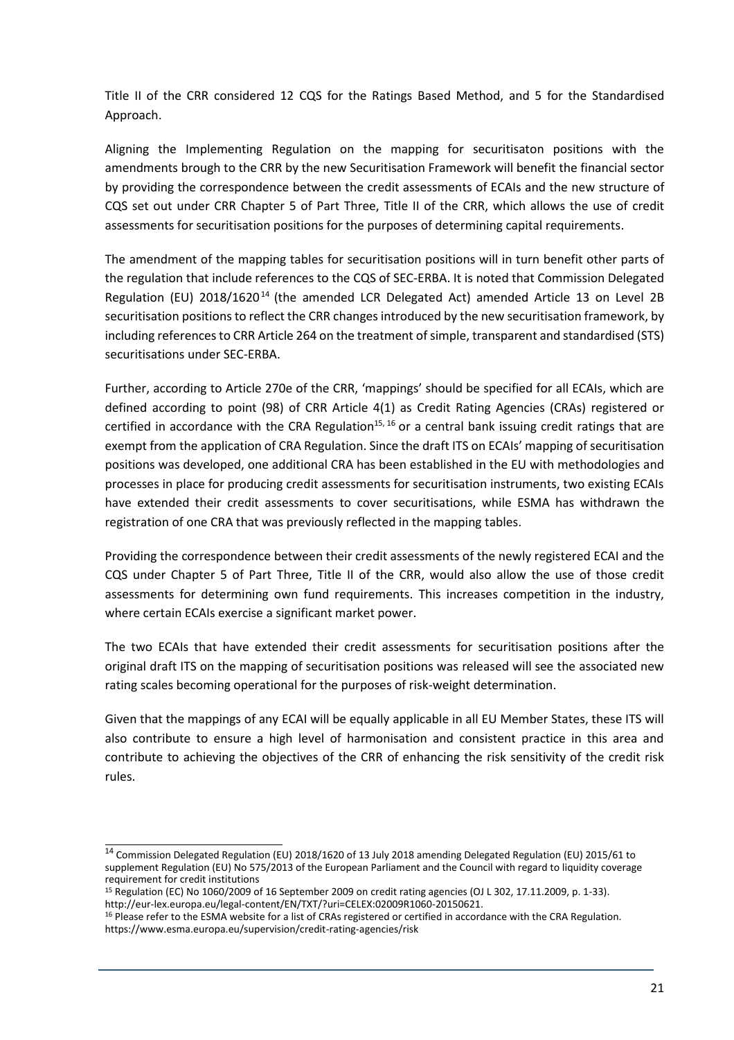Title II of the CRR considered 12 CQS for the Ratings Based Method, and 5 for the Standardised Approach.

Aligning the Implementing Regulation on the mapping for securitisaton positions with the amendments brough to the CRR by the new Securitisation Framework will benefit the financial sector by providing the correspondence between the credit assessments of ECAIs and the new structure of CQS set out under CRR Chapter 5 of Part Three, Title II of the CRR, which allows the use of credit assessments for securitisation positions for the purposes of determining capital requirements.

The amendment of the mapping tables for securitisation positions will in turn benefit other parts of the regulation that include references to the CQS of SEC-ERBA. It is noted that Commission Delegated Regulation (EU) 2018/1620[14] (the amended LCR Delegated Act) amended Article 13 on Level 2B securitisation positions to reflect the CRR changes introduced by the new securitisation framework, by including references to CRR Article 264 on the treatment of simple, transparent and standardised (STS) securitisations under SEC-ERBA.

Further, according to Article 270e of the CRR, 'mappings' should be specified for all ECAIs, which are defined according to point (98) of CRR Article 4(1) as Credit Rating Agencies (CRAs) registered or certified in accordance with the CRA Regulation[15, 16] or a central bank issuing credit ratings that are exempt from the application of CRA Regulation. Since the draft ITS on ECAIs' mapping of securitisation positions was developed, one additional CRA has been established in the EU with methodologies and processes in place for producing credit assessments for securitisation instruments, two existing ECAIs have extended their credit assessments to cover securitisations, while ESMA has withdrawn the registration of one CRA that was previously reflected in the mapping tables.

Providing the correspondence between their credit assessments of the newly registered ECAI and the CQS under Chapter 5 of Part Three, Title II of the CRR, would also allow the use of those credit assessments for determining own fund requirements. This increases competition in the industry, where certain ECAIs exercise a significant market power.

The two ECAIs that have extended their credit assessments for securitisation positions after the original draft ITS on the mapping of securitisation positions was released will see the associated new rating scales becoming operational for the purposes of risk-weight determination.

Given that the mappings of any ECAI will be equally applicable in all EU Member States, these ITS will also contribute to ensure a high level of harmonisation and consistent practice in this area and contribute to achieving the objectives of the CRR of enhancing the risk sensitivity of the credit risk rules.

---

[14] Commission Delegated Regulation (EU) 2018/1620 of 13 July 2018 amending Delegated Regulation (EU) 2015/61 to supplement Regulation (EU) No 575/2013 of the European Parliament and the Council with regard to liquidity coverage requirement for credit institutions

[15] Regulation (EC) No 1060/2009 of 16 September 2009 on credit rating agencies (OJ L 302, 17.11.2009, p. 1-33). http://eur-lex.europa.eu/legal-content/EN/TXT/?uri=CELEX:02009R1060-20150621.

[16] Please refer to the ESMA website for a list of CRAs registered or certified in accordance with the CRA Regulation. https://www.esma.europa.eu/supervision/credit-rating-agencies/risk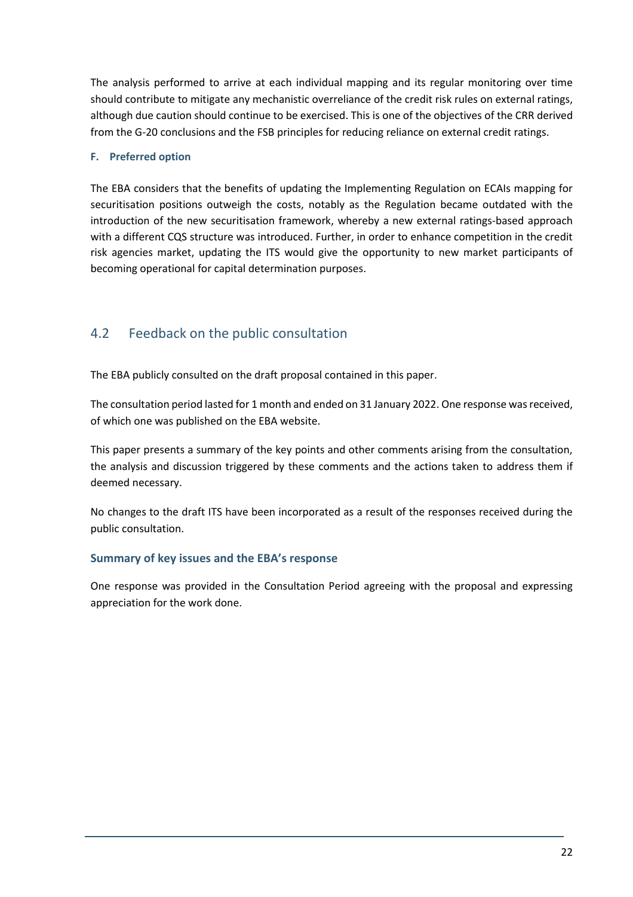The analysis performed to arrive at each individual mapping and its regular monitoring over time should contribute to mitigate any mechanistic overreliance of the credit risk rules on external ratings, although due caution should continue to be exercised. This is one of the objectives of the CRR derived from the G-20 conclusions and the FSB principles for reducing reliance on external credit ratings.

#### F. Preferred option

The EBA considers that the benefits of updating the Implementing Regulation on ECAIs mapping for securitisation positions outweigh the costs, notably as the Regulation became outdated with the introduction of the new securitisation framework, whereby a new external ratings-based approach with a different CQS structure was introduced. Further, in order to enhance competition in the credit risk agencies market, updating the ITS would give the opportunity to new market participants of becoming operational for capital determination purposes.

## 4.2 Feedback on the public consultation

The EBA publicly consulted on the draft proposal contained in this paper.

The consultation period lasted for 1 month and ended on 31 January 2022. One response was received, of which one was published on the EBA website.

This paper presents a summary of the key points and other comments arising from the consultation, the analysis and discussion triggered by these comments and the actions taken to address them if deemed necessary.

No changes to the draft ITS have been incorporated as a result of the responses received during the public consultation.

### Summary of key issues and the EBA's response

One response was provided in the Consultation Period agreeing with the proposal and expressing appreciation for the work done.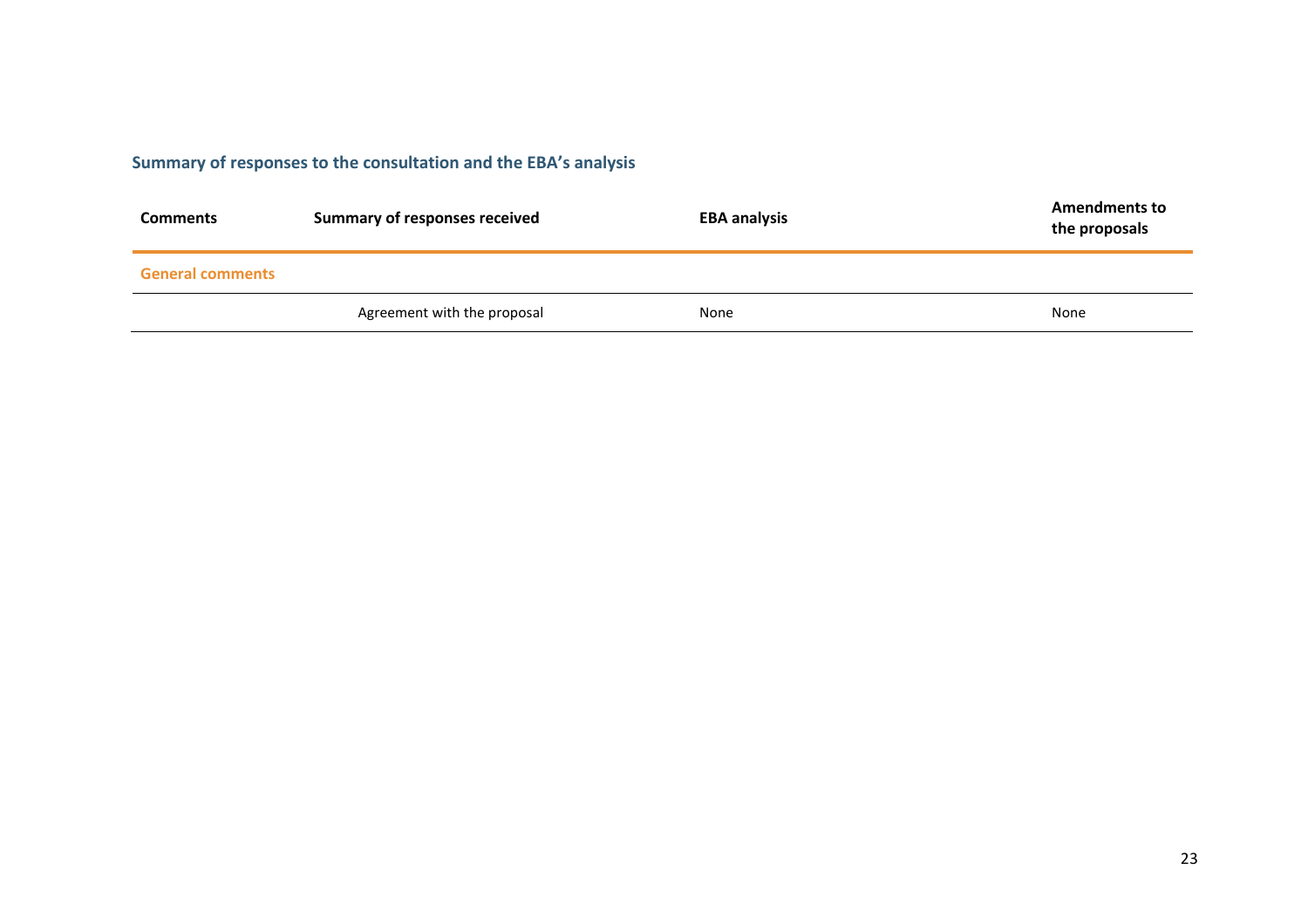## Summary of responses to the consultation and the EBA's analysis

| Comments | Summary of responses received | EBA analysis | Amendments to the proposals |
|---|---|---|---|
| **General comments** | | | |
| | Agreement with the proposal | None | None |